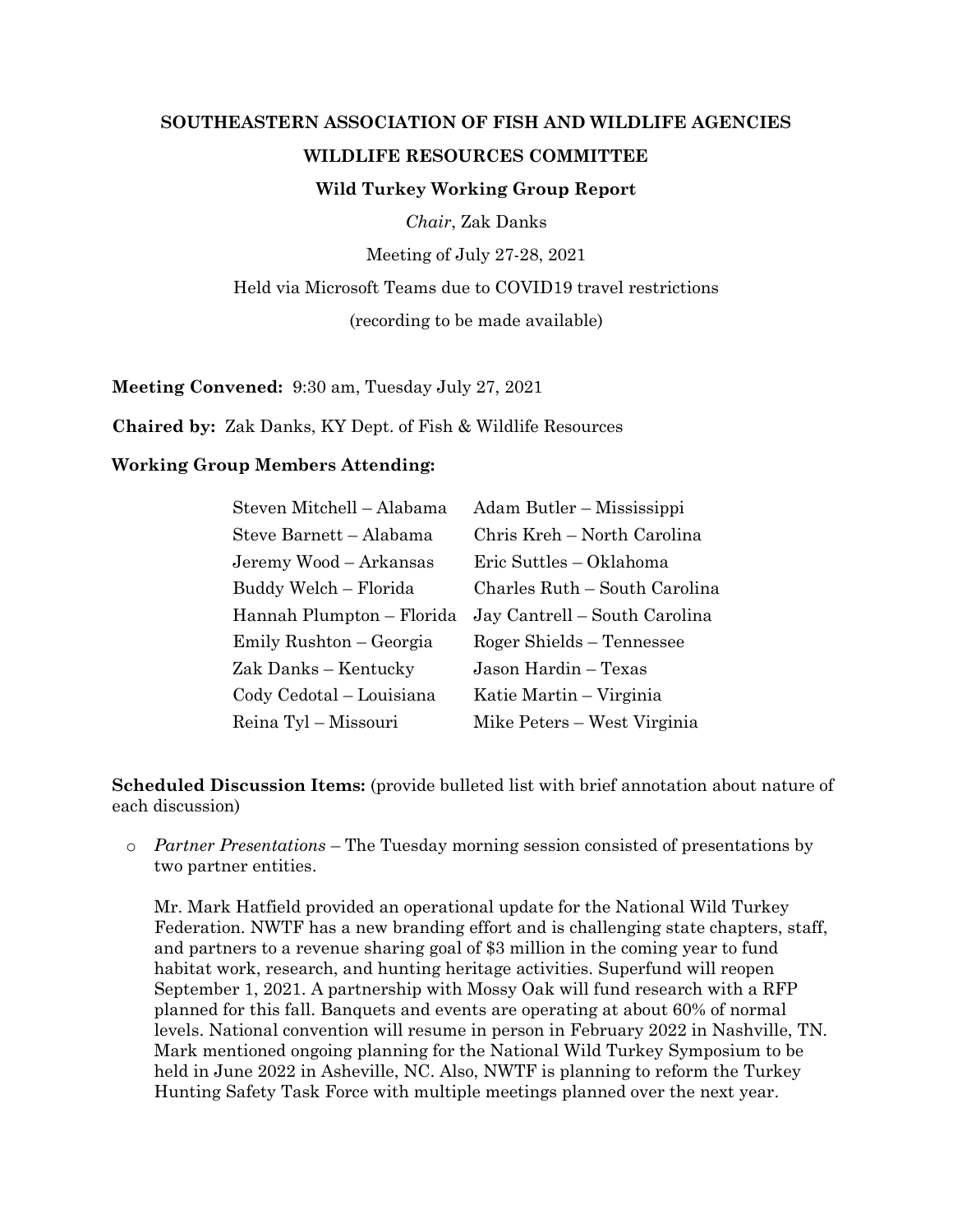# SOUTHEASTERN ASSOCIATION OF FISH AND WILDLIFE AGENCIES

## WILDLIFE RESOURCES COMMITTEE

### Wild Turkey Working Group Report

*Chair*, Zak Danks

Meeting of July 27-28, 2021

Held via Microsoft Teams due to COVID19 travel restrictions

(recording to be made available)

**Meeting Convened:** 9:30 am, Tuesday July 27, 2021

**Chaired by:** Zak Danks, KY Dept. of Fish & Wildlife Resources

**Working Group Members Attending:**

| | |
|---|---|
| Steven Mitchell – Alabama | Adam Butler – Mississippi |
| Steve Barnett – Alabama | Chris Kreh – North Carolina |
| Jeremy Wood – Arkansas | Eric Suttles – Oklahoma |
| Buddy Welch – Florida | Charles Ruth – South Carolina |
| Hannah Plumpton – Florida | Jay Cantrell – South Carolina |
| Emily Rushton – Georgia | Roger Shields – Tennessee |
| Zak Danks – Kentucky | Jason Hardin – Texas |
| Cody Cedotal – Louisiana | Katie Martin – Virginia |
| Reina Tyl – Missouri | Mike Peters – West Virginia |

**Scheduled Discussion Items:** (provide bulleted list with brief annotation about nature of each discussion)

- *Partner Presentations* – The Tuesday morning session consisted of presentations by two partner entities.

  Mr. Mark Hatfield provided an operational update for the National Wild Turkey Federation. NWTF has a new branding effort and is challenging state chapters, staff, and partners to a revenue sharing goal of $3 million in the coming year to fund habitat work, research, and hunting heritage activities. Superfund will reopen September 1, 2021. A partnership with Mossy Oak will fund research with a RFP planned for this fall. Banquets and events are operating at about 60% of normal levels. National convention will resume in person in February 2022 in Nashville, TN. Mark mentioned ongoing planning for the National Wild Turkey Symposium to be held in June 2022 in Asheville, NC. Also, NWTF is planning to reform the Turkey Hunting Safety Task Force with multiple meetings planned over the next year.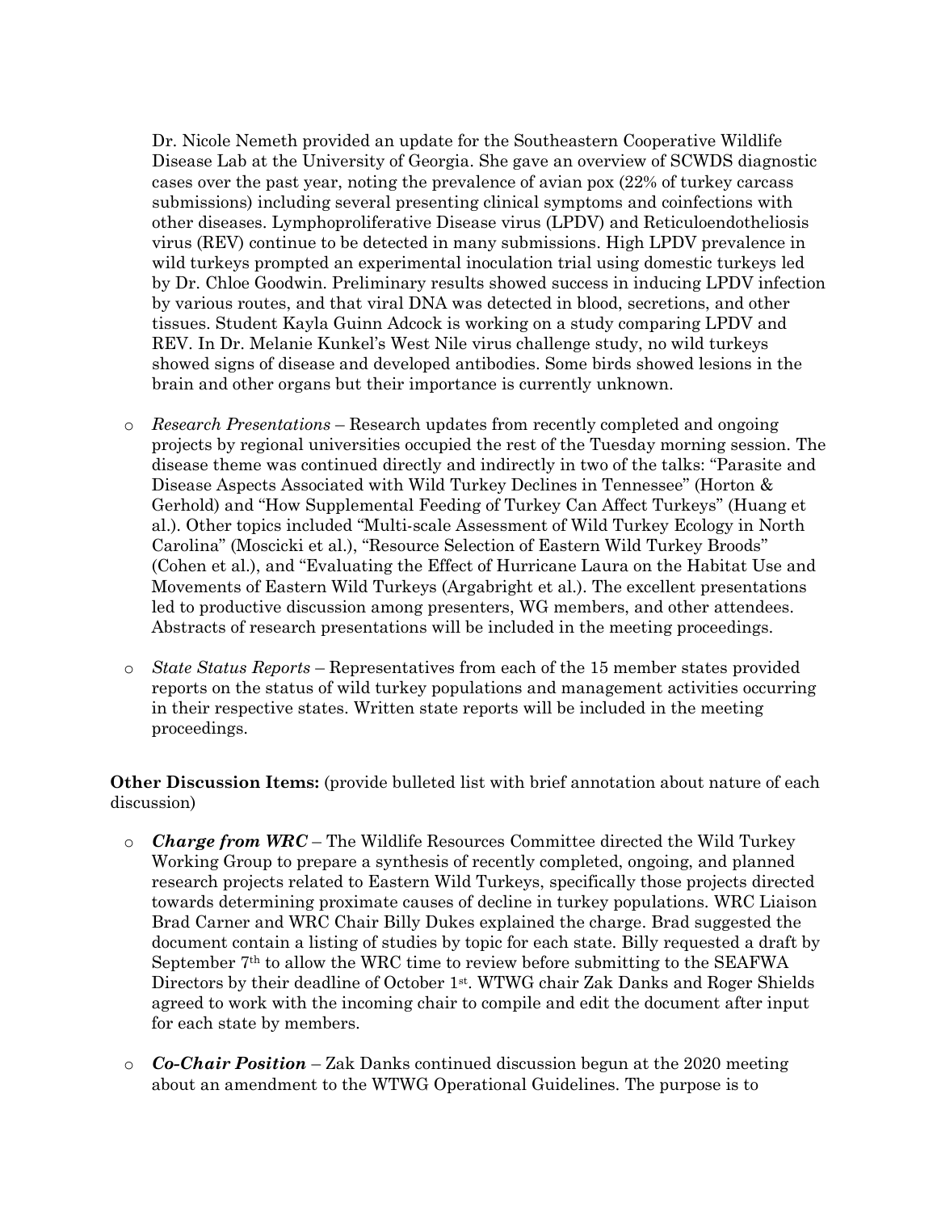Dr. Nicole Nemeth provided an update for the Southeastern Cooperative Wildlife Disease Lab at the University of Georgia. She gave an overview of SCWDS diagnostic cases over the past year, noting the prevalence of avian pox (22% of turkey carcass submissions) including several presenting clinical symptoms and coinfections with other diseases. Lymphoproliferative Disease virus (LPDV) and Reticuloendotheliosis virus (REV) continue to be detected in many submissions. High LPDV prevalence in wild turkeys prompted an experimental inoculation trial using domestic turkeys led by Dr. Chloe Goodwin. Preliminary results showed success in inducing LPDV infection by various routes, and that viral DNA was detected in blood, secretions, and other tissues. Student Kayla Guinn Adcock is working on a study comparing LPDV and REV. In Dr. Melanie Kunkel's West Nile virus challenge study, no wild turkeys showed signs of disease and developed antibodies. Some birds showed lesions in the brain and other organs but their importance is currently unknown.

- *Research Presentations* – Research updates from recently completed and ongoing projects by regional universities occupied the rest of the Tuesday morning session. The disease theme was continued directly and indirectly in two of the talks: "Parasite and Disease Aspects Associated with Wild Turkey Declines in Tennessee" (Horton & Gerhold) and "How Supplemental Feeding of Turkey Can Affect Turkeys" (Huang et al.). Other topics included "Multi-scale Assessment of Wild Turkey Ecology in North Carolina" (Moscicki et al.), "Resource Selection of Eastern Wild Turkey Broods" (Cohen et al.), and "Evaluating the Effect of Hurricane Laura on the Habitat Use and Movements of Eastern Wild Turkeys (Argabright et al.). The excellent presentations led to productive discussion among presenters, WG members, and other attendees. Abstracts of research presentations will be included in the meeting proceedings.

- *State Status Reports* – Representatives from each of the 15 member states provided reports on the status of wild turkey populations and management activities occurring in their respective states. Written state reports will be included in the meeting proceedings.

**Other Discussion Items:** (provide bulleted list with brief annotation about nature of each discussion)

- ***Charge from WRC*** – The Wildlife Resources Committee directed the Wild Turkey Working Group to prepare a synthesis of recently completed, ongoing, and planned research projects related to Eastern Wild Turkeys, specifically those projects directed towards determining proximate causes of decline in turkey populations. WRC Liaison Brad Carner and WRC Chair Billy Dukes explained the charge. Brad suggested the document contain a listing of studies by topic for each state. Billy requested a draft by September 7th to allow the WRC time to review before submitting to the SEAFWA Directors by their deadline of October 1st. WTWG chair Zak Danks and Roger Shields agreed to work with the incoming chair to compile and edit the document after input for each state by members.

- ***Co-Chair Position*** – Zak Danks continued discussion begun at the 2020 meeting about an amendment to the WTWG Operational Guidelines. The purpose is to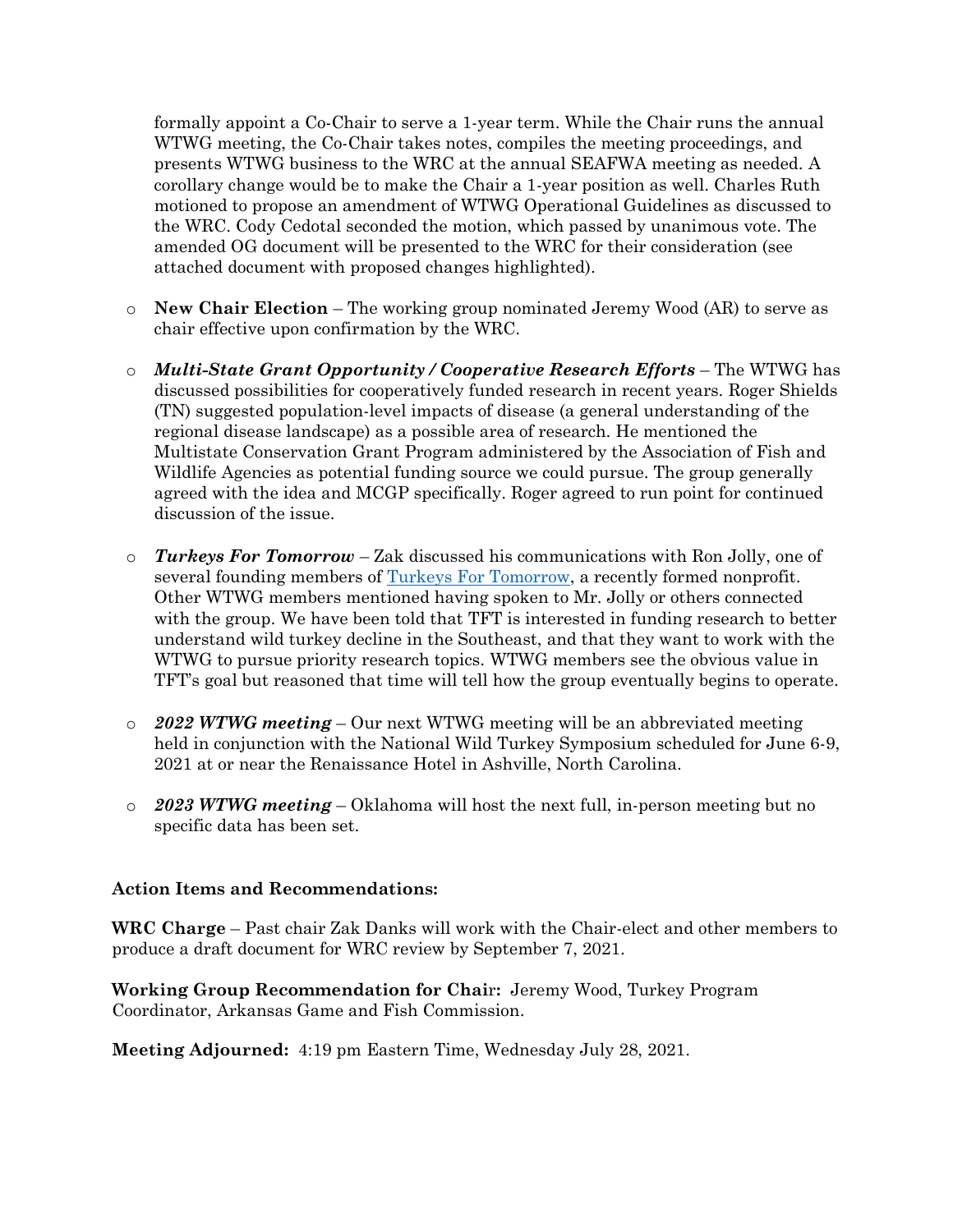formally appoint a Co-Chair to serve a 1-year term. While the Chair runs the annual WTWG meeting, the Co-Chair takes notes, compiles the meeting proceedings, and presents WTWG business to the WRC at the annual SEAFWA meeting as needed. A corollary change would be to make the Chair a 1-year position as well. Charles Ruth motioned to propose an amendment of WTWG Operational Guidelines as discussed to the WRC. Cody Cedotal seconded the motion, which passed by unanimous vote. The amended OG document will be presented to the WRC for their consideration (see attached document with proposed changes highlighted).

- **New Chair Election** – The working group nominated Jeremy Wood (AR) to serve as chair effective upon confirmation by the WRC.

- ***Multi-State Grant Opportunity / Cooperative Research Efforts*** – The WTWG has discussed possibilities for cooperatively funded research in recent years. Roger Shields (TN) suggested population-level impacts of disease (a general understanding of the regional disease landscape) as a possible area of research. He mentioned the Multistate Conservation Grant Program administered by the Association of Fish and Wildlife Agencies as potential funding source we could pursue. The group generally agreed with the idea and MCGP specifically. Roger agreed to run point for continued discussion of the issue.

- ***Turkeys For Tomorrow*** – Zak discussed his communications with Ron Jolly, one of several founding members of [Turkeys For Tomorrow](), a recently formed nonprofit. Other WTWG members mentioned having spoken to Mr. Jolly or others connected with the group. We have been told that TFT is interested in funding research to better understand wild turkey decline in the Southeast, and that they want to work with the WTWG to pursue priority research topics. WTWG members see the obvious value in TFT's goal but reasoned that time will tell how the group eventually begins to operate.

- ***2022 WTWG meeting*** – Our next WTWG meeting will be an abbreviated meeting held in conjunction with the National Wild Turkey Symposium scheduled for June 6-9, 2021 at or near the Renaissance Hotel in Ashville, North Carolina.

- ***2023 WTWG meeting*** – Oklahoma will host the next full, in-person meeting but no specific data has been set.

**Action Items and Recommendations:**

**WRC Charge** – Past chair Zak Danks will work with the Chair-elect and other members to produce a draft document for WRC review by September 7, 2021.

**Working Group Recommendation for Chair:** Jeremy Wood, Turkey Program Coordinator, Arkansas Game and Fish Commission.

**Meeting Adjourned:** 4:19 pm Eastern Time, Wednesday July 28, 2021.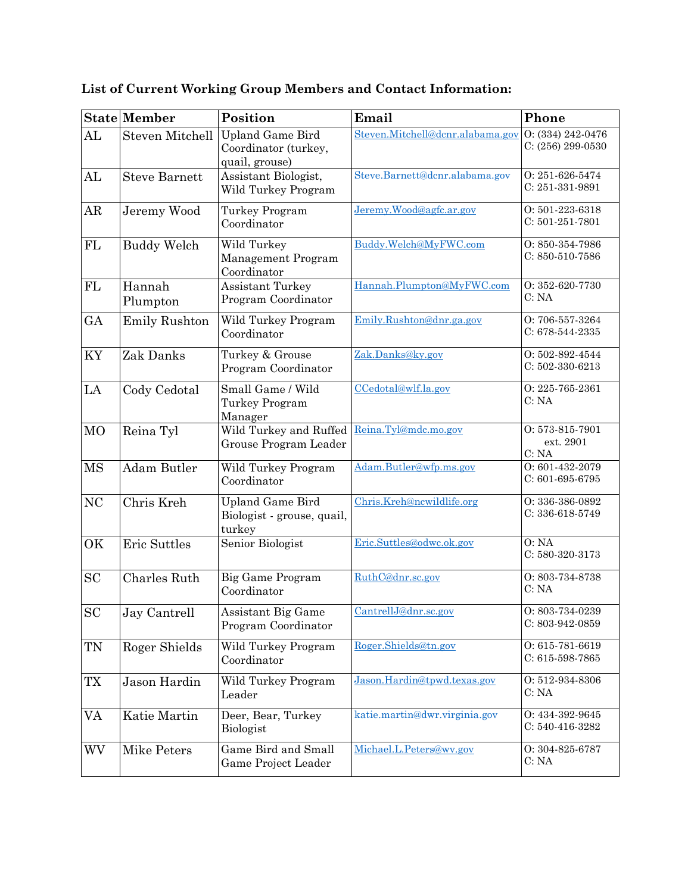**List of Current Working Group Members and Contact Information:**

| State | Member | Position | Email | Phone |
|---|---|---|---|---|
| AL | Steven Mitchell | Upland Game Bird Coordinator (turkey, quail, grouse) | Steven.Mitchell@dcnr.alabama.gov | O: (334) 242-0476<br>C: (256) 299-0530 |
| AL | Steve Barnett | Assistant Biologist, Wild Turkey Program | Steve.Barnett@dcnr.alabama.gov | O: 251-626-5474<br>C: 251-331-9891 |
| AR | Jeremy Wood | Turkey Program Coordinator | Jeremy.Wood@agfc.ar.gov | O: 501-223-6318<br>C: 501-251-7801 |
| FL | Buddy Welch | Wild Turkey Management Program Coordinator | Buddy.Welch@MyFWC.com | O: 850-354-7986<br>C: 850-510-7586 |
| FL | Hannah Plumpton | Assistant Turkey Program Coordinator | Hannah.Plumpton@MyFWC.com | O: 352-620-7730<br>C: NA |
| GA | Emily Rushton | Wild Turkey Program Coordinator | Emily.Rushton@dnr.ga.gov | O: 706-557-3264<br>C: 678-544-2335 |
| KY | Zak Danks | Turkey & Grouse Program Coordinator | Zak.Danks@ky.gov | O: 502-892-4544<br>C: 502-330-6213 |
| LA | Cody Cedotal | Small Game / Wild Turkey Program Manager | CCedotal@wlf.la.gov | O: 225-765-2361<br>C: NA |
| MO | Reina Tyl | Wild Turkey and Ruffed Grouse Program Leader | Reina.Tyl@mdc.mo.gov | O: 573-815-7901 ext. 2901<br>C: NA |
| MS | Adam Butler | Wild Turkey Program Coordinator | Adam.Butler@wfp.ms.gov | O: 601-432-2079<br>C: 601-695-6795 |
| NC | Chris Kreh | Upland Game Bird Biologist - grouse, quail, turkey | Chris.Kreh@ncwildlife.org | O: 336-386-0892<br>C: 336-618-5749 |
| OK | Eric Suttles | Senior Biologist | Eric.Suttles@odwc.ok.gov | O: NA<br>C: 580-320-3173 |
| SC | Charles Ruth | Big Game Program Coordinator | RuthC@dnr.sc.gov | O: 803-734-8738<br>C: NA |
| SC | Jay Cantrell | Assistant Big Game Program Coordinator | CantrellJ@dnr.sc.gov | O: 803-734-0239<br>C: 803-942-0859 |
| TN | Roger Shields | Wild Turkey Program Coordinator | Roger.Shields@tn.gov | O: 615-781-6619<br>C: 615-598-7865 |
| TX | Jason Hardin | Wild Turkey Program Leader | Jason.Hardin@tpwd.texas.gov | O: 512-934-8306<br>C: NA |
| VA | Katie Martin | Deer, Bear, Turkey Biologist | katie.martin@dwr.virginia.gov | O: 434-392-9645<br>C: 540-416-3282 |
| WV | Mike Peters | Game Bird and Small Game Project Leader | Michael.L.Peters@wv.gov | O: 304-825-6787<br>C: NA |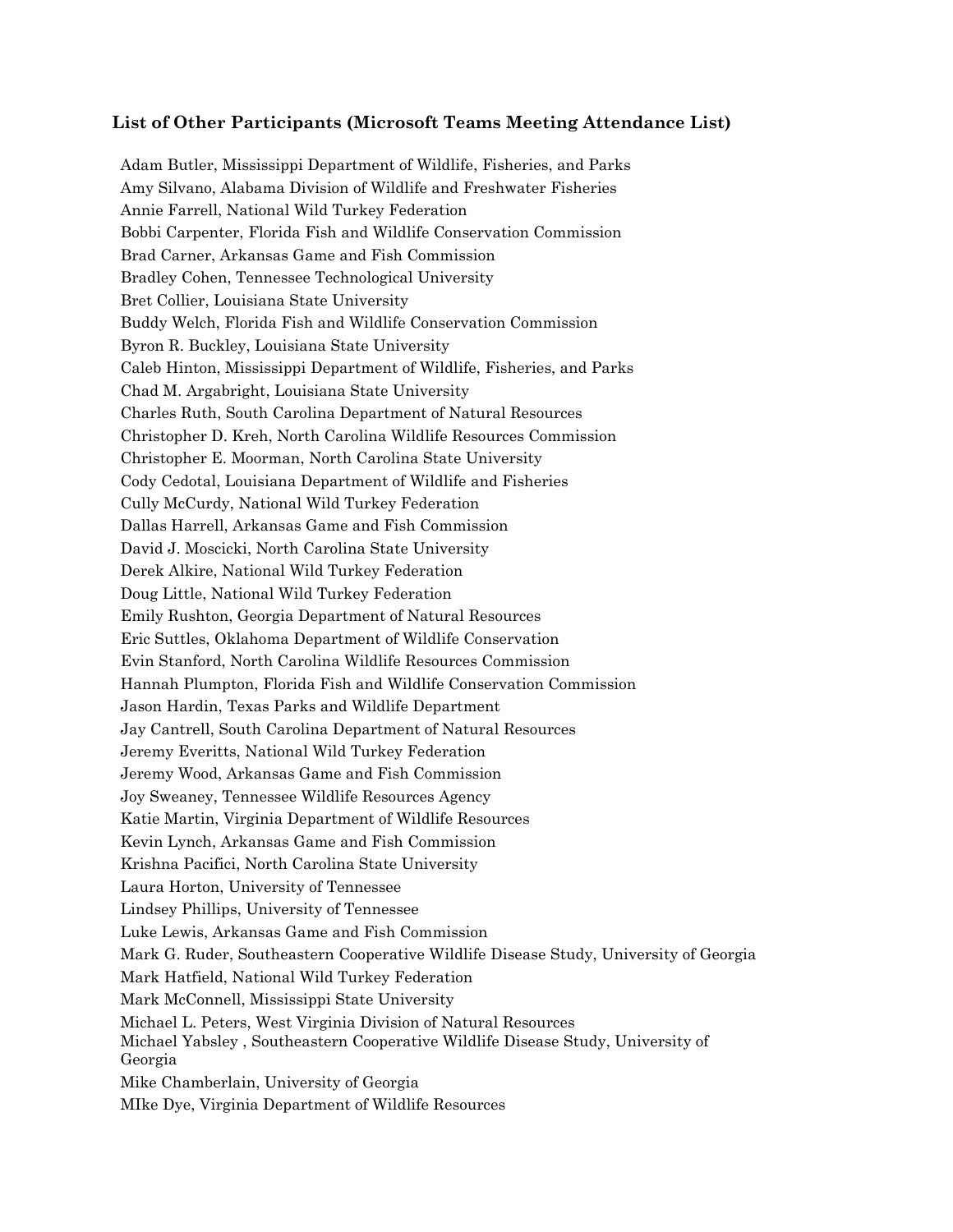**List of Other Participants (Microsoft Teams Meeting Attendance List)**

Adam Butler, Mississippi Department of Wildlife, Fisheries, and Parks
Amy Silvano, Alabama Division of Wildlife and Freshwater Fisheries
Annie Farrell, National Wild Turkey Federation
Bobbi Carpenter, Florida Fish and Wildlife Conservation Commission
Brad Carner, Arkansas Game and Fish Commission
Bradley Cohen, Tennessee Technological University
Bret Collier, Louisiana State University
Buddy Welch, Florida Fish and Wildlife Conservation Commission
Byron R. Buckley, Louisiana State University
Caleb Hinton, Mississippi Department of Wildlife, Fisheries, and Parks
Chad M. Argabright, Louisiana State University
Charles Ruth, South Carolina Department of Natural Resources
Christopher D. Kreh, North Carolina Wildlife Resources Commission
Christopher E. Moorman, North Carolina State University
Cody Cedotal, Louisiana Department of Wildlife and Fisheries
Cully McCurdy, National Wild Turkey Federation
Dallas Harrell, Arkansas Game and Fish Commission
David J. Moscicki, North Carolina State University
Derek Alkire, National Wild Turkey Federation
Doug Little, National Wild Turkey Federation
Emily Rushton, Georgia Department of Natural Resources
Eric Suttles, Oklahoma Department of Wildlife Conservation
Evin Stanford, North Carolina Wildlife Resources Commission
Hannah Plumpton, Florida Fish and Wildlife Conservation Commission
Jason Hardin, Texas Parks and Wildlife Department
Jay Cantrell, South Carolina Department of Natural Resources
Jeremy Everitts, National Wild Turkey Federation
Jeremy Wood, Arkansas Game and Fish Commission
Joy Sweaney, Tennessee Wildlife Resources Agency
Katie Martin, Virginia Department of Wildlife Resources
Kevin Lynch, Arkansas Game and Fish Commission
Krishna Pacifici, North Carolina State University
Laura Horton, University of Tennessee
Lindsey Phillips, University of Tennessee
Luke Lewis, Arkansas Game and Fish Commission
Mark G. Ruder, Southeastern Cooperative Wildlife Disease Study, University of Georgia
Mark Hatfield, National Wild Turkey Federation
Mark McConnell, Mississippi State University
Michael L. Peters, West Virginia Division of Natural Resources
Michael Yabsley , Southeastern Cooperative Wildlife Disease Study, University of Georgia
Mike Chamberlain, University of Georgia
MIke Dye, Virginia Department of Wildlife Resources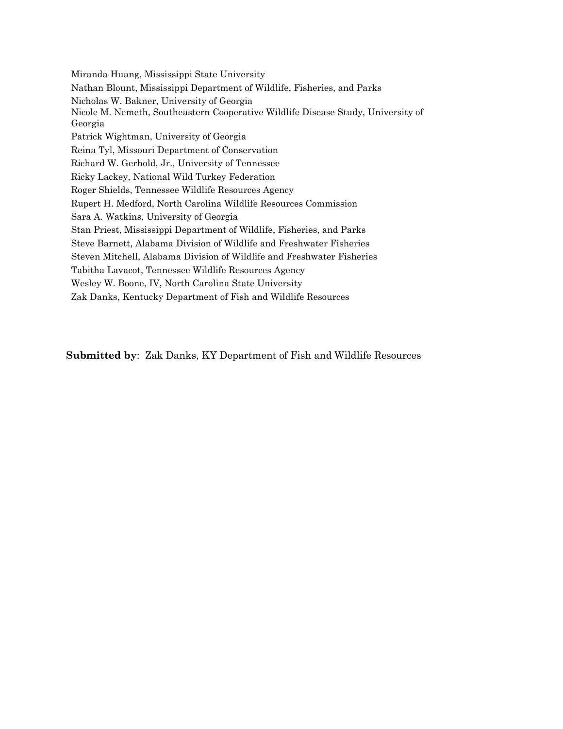Miranda Huang, Mississippi State University

Nathan Blount, Mississippi Department of Wildlife, Fisheries, and Parks

Nicholas W. Bakner, University of Georgia

Nicole M. Nemeth, Southeastern Cooperative Wildlife Disease Study, University of Georgia

Patrick Wightman, University of Georgia

Reina Tyl, Missouri Department of Conservation

Richard W. Gerhold, Jr., University of Tennessee

Ricky Lackey, National Wild Turkey Federation

Roger Shields, Tennessee Wildlife Resources Agency

Rupert H. Medford, North Carolina Wildlife Resources Commission

Sara A. Watkins, University of Georgia

Stan Priest, Mississippi Department of Wildlife, Fisheries, and Parks

Steve Barnett, Alabama Division of Wildlife and Freshwater Fisheries

Steven Mitchell, Alabama Division of Wildlife and Freshwater Fisheries

Tabitha Lavacot, Tennessee Wildlife Resources Agency

Wesley W. Boone, IV, North Carolina State University

Zak Danks, Kentucky Department of Fish and Wildlife Resources

**Submitted by**: Zak Danks, KY Department of Fish and Wildlife Resources